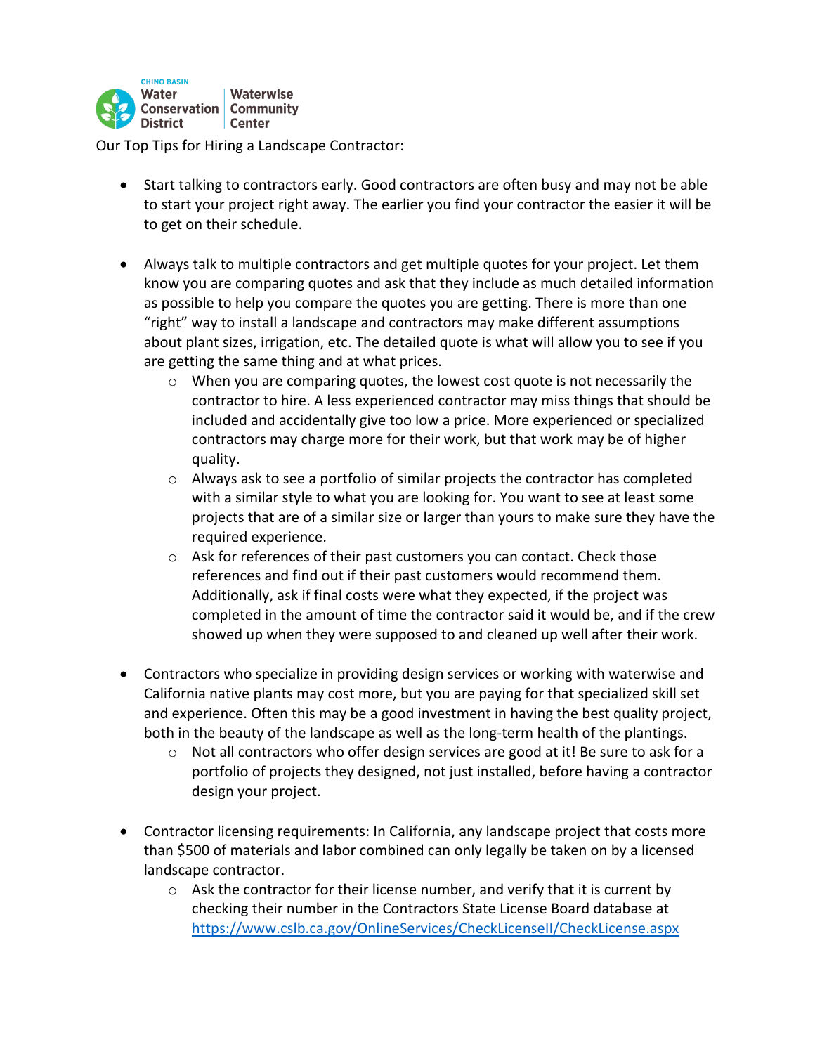CHINO BASIN Water Conservation District | Waterwise Community Center

Our Top Tips for Hiring a Landscape Contractor:

- Start talking to contractors early. Good contractors are often busy and may not be able to start your project right away. The earlier you find your contractor the easier it will be to get on their schedule.

- Always talk to multiple contractors and get multiple quotes for your project. Let them know you are comparing quotes and ask that they include as much detailed information as possible to help you compare the quotes you are getting. There is more than one "right" way to install a landscape and contractors may make different assumptions about plant sizes, irrigation, etc. The detailed quote is what will allow you to see if you are getting the same thing and at what prices.
  - When you are comparing quotes, the lowest cost quote is not necessarily the contractor to hire. A less experienced contractor may miss things that should be included and accidentally give too low a price. More experienced or specialized contractors may charge more for their work, but that work may be of higher quality.
  - Always ask to see a portfolio of similar projects the contractor has completed with a similar style to what you are looking for. You want to see at least some projects that are of a similar size or larger than yours to make sure they have the required experience.
  - Ask for references of their past customers you can contact. Check those references and find out if their past customers would recommend them. Additionally, ask if final costs were what they expected, if the project was completed in the amount of time the contractor said it would be, and if the crew showed up when they were supposed to and cleaned up well after their work.

- Contractors who specialize in providing design services or working with waterwise and California native plants may cost more, but you are paying for that specialized skill set and experience. Often this may be a good investment in having the best quality project, both in the beauty of the landscape as well as the long-term health of the plantings.
  - Not all contractors who offer design services are good at it! Be sure to ask for a portfolio of projects they designed, not just installed, before having a contractor design your project.

- Contractor licensing requirements: In California, any landscape project that costs more than $500 of materials and labor combined can only legally be taken on by a licensed landscape contractor.
  - Ask the contractor for their license number, and verify that it is current by checking their number in the Contractors State License Board database at https://www.cslb.ca.gov/OnlineServices/CheckLicenseII/CheckLicense.aspx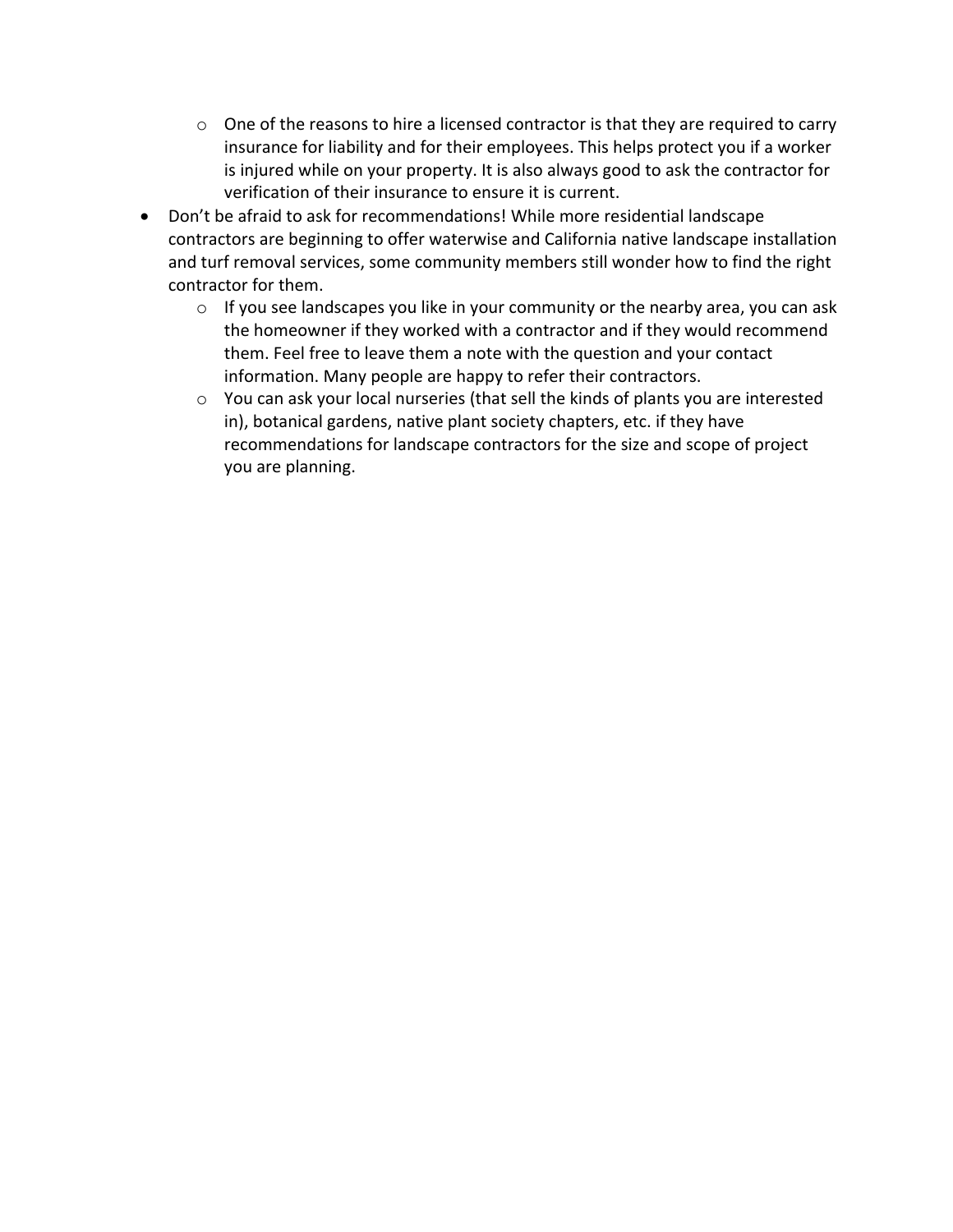- One of the reasons to hire a licensed contractor is that they are required to carry insurance for liability and for their employees. This helps protect you if a worker is injured while on your property. It is also always good to ask the contractor for verification of their insurance to ensure it is current.
- Don't be afraid to ask for recommendations! While more residential landscape contractors are beginning to offer waterwise and California native landscape installation and turf removal services, some community members still wonder how to find the right contractor for them.
    - If you see landscapes you like in your community or the nearby area, you can ask the homeowner if they worked with a contractor and if they would recommend them. Feel free to leave them a note with the question and your contact information. Many people are happy to refer their contractors.
    - You can ask your local nurseries (that sell the kinds of plants you are interested in), botanical gardens, native plant society chapters, etc. if they have recommendations for landscape contractors for the size and scope of project you are planning.